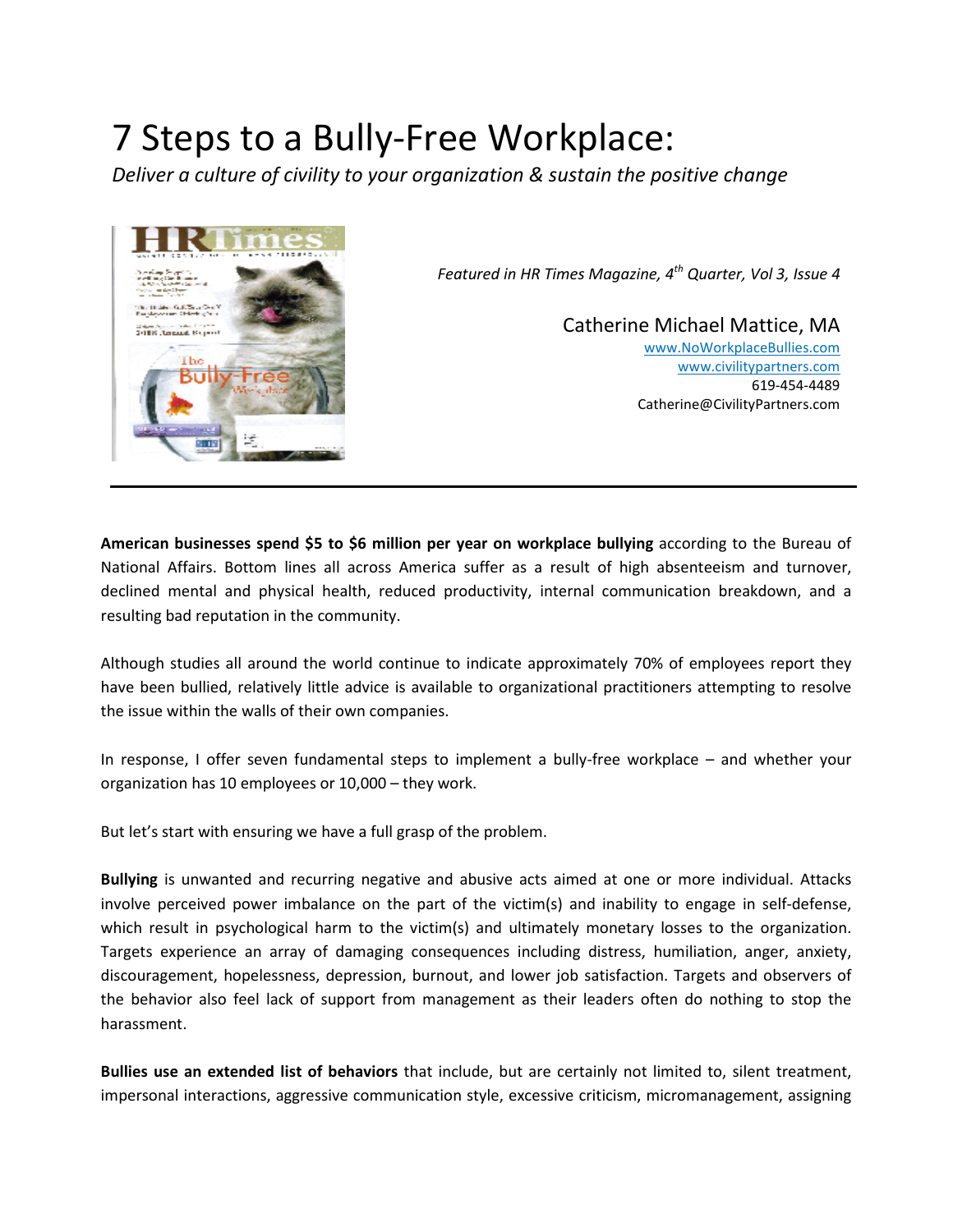# 7 Steps to a Bully-Free Workplace:

*Deliver a culture of civility to your organization & sustain the positive change*

*Featured in HR Times Magazine, 4th Quarter, Vol 3, Issue 4*

Catherine Michael Mattice, MA
www.NoWorkplaceBullies.com
www.civilitypartners.com
619-454-4489
Catherine@CivilityPartners.com

---

**American businesses spend $5 to $6 million per year on workplace bullying** according to the Bureau of National Affairs. Bottom lines all across America suffer as a result of high absenteeism and turnover, declined mental and physical health, reduced productivity, internal communication breakdown, and a resulting bad reputation in the community.

Although studies all around the world continue to indicate approximately 70% of employees report they have been bullied, relatively little advice is available to organizational practitioners attempting to resolve the issue within the walls of their own companies.

In response, I offer seven fundamental steps to implement a bully-free workplace – and whether your organization has 10 employees or 10,000 – they work.

But let's start with ensuring we have a full grasp of the problem.

**Bullying** is unwanted and recurring negative and abusive acts aimed at one or more individual. Attacks involve perceived power imbalance on the part of the victim(s) and inability to engage in self-defense, which result in psychological harm to the victim(s) and ultimately monetary losses to the organization. Targets experience an array of damaging consequences including distress, humiliation, anger, anxiety, discouragement, hopelessness, depression, burnout, and lower job satisfaction. Targets and observers of the behavior also feel lack of support from management as their leaders often do nothing to stop the harassment.

**Bullies use an extended list of behaviors** that include, but are certainly not limited to, silent treatment, impersonal interactions, aggressive communication style, excessive criticism, micromanagement, assigning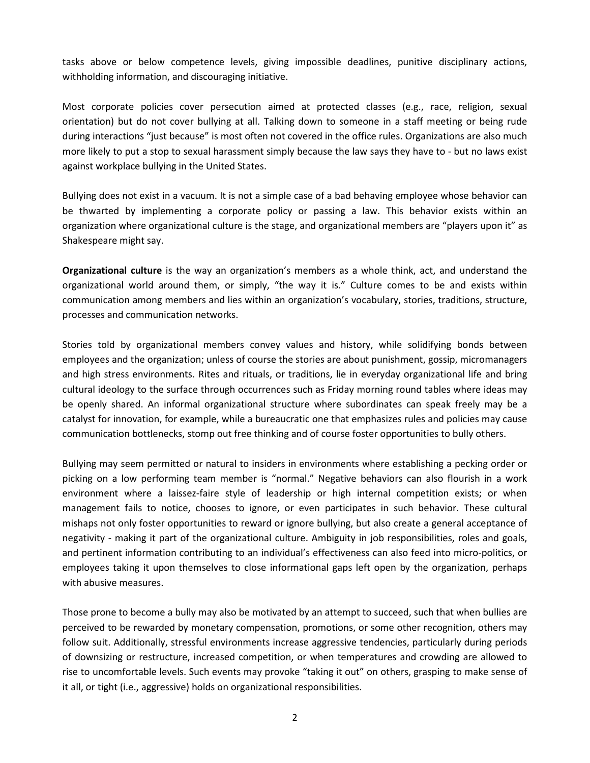tasks above or below competence levels, giving impossible deadlines, punitive disciplinary actions, withholding information, and discouraging initiative.

Most corporate policies cover persecution aimed at protected classes (e.g., race, religion, sexual orientation) but do not cover bullying at all. Talking down to someone in a staff meeting or being rude during interactions "just because" is most often not covered in the office rules. Organizations are also much more likely to put a stop to sexual harassment simply because the law says they have to - but no laws exist against workplace bullying in the United States.

Bullying does not exist in a vacuum. It is not a simple case of a bad behaving employee whose behavior can be thwarted by implementing a corporate policy or passing a law. This behavior exists within an organization where organizational culture is the stage, and organizational members are "players upon it" as Shakespeare might say.

**Organizational culture** is the way an organization's members as a whole think, act, and understand the organizational world around them, or simply, "the way it is." Culture comes to be and exists within communication among members and lies within an organization's vocabulary, stories, traditions, structure, processes and communication networks.

Stories told by organizational members convey values and history, while solidifying bonds between employees and the organization; unless of course the stories are about punishment, gossip, micromanagers and high stress environments. Rites and rituals, or traditions, lie in everyday organizational life and bring cultural ideology to the surface through occurrences such as Friday morning round tables where ideas may be openly shared. An informal organizational structure where subordinates can speak freely may be a catalyst for innovation, for example, while a bureaucratic one that emphasizes rules and policies may cause communication bottlenecks, stomp out free thinking and of course foster opportunities to bully others.

Bullying may seem permitted or natural to insiders in environments where establishing a pecking order or picking on a low performing team member is "normal." Negative behaviors can also flourish in a work environment where a laissez-faire style of leadership or high internal competition exists; or when management fails to notice, chooses to ignore, or even participates in such behavior. These cultural mishaps not only foster opportunities to reward or ignore bullying, but also create a general acceptance of negativity - making it part of the organizational culture. Ambiguity in job responsibilities, roles and goals, and pertinent information contributing to an individual's effectiveness can also feed into micro-politics, or employees taking it upon themselves to close informational gaps left open by the organization, perhaps with abusive measures.

Those prone to become a bully may also be motivated by an attempt to succeed, such that when bullies are perceived to be rewarded by monetary compensation, promotions, or some other recognition, others may follow suit. Additionally, stressful environments increase aggressive tendencies, particularly during periods of downsizing or restructure, increased competition, or when temperatures and crowding are allowed to rise to uncomfortable levels. Such events may provoke "taking it out" on others, grasping to make sense of it all, or tight (i.e., aggressive) holds on organizational responsibilities.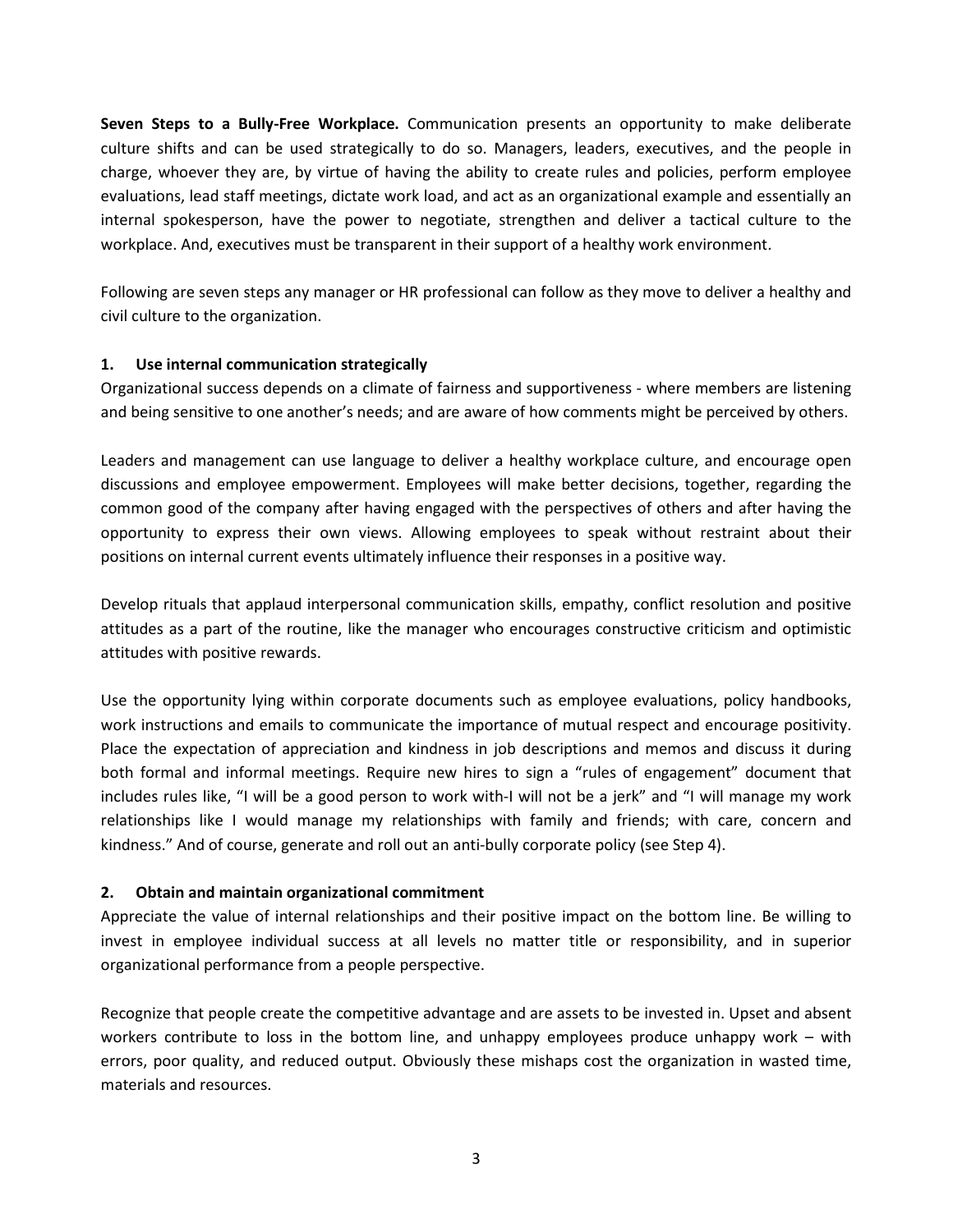**Seven Steps to a Bully-Free Workplace.** Communication presents an opportunity to make deliberate culture shifts and can be used strategically to do so. Managers, leaders, executives, and the people in charge, whoever they are, by virtue of having the ability to create rules and policies, perform employee evaluations, lead staff meetings, dictate work load, and act as an organizational example and essentially an internal spokesperson, have the power to negotiate, strengthen and deliver a tactical culture to the workplace. And, executives must be transparent in their support of a healthy work environment.

Following are seven steps any manager or HR professional can follow as they move to deliver a healthy and civil culture to the organization.

### 1. Use internal communication strategically

Organizational success depends on a climate of fairness and supportiveness - where members are listening and being sensitive to one another's needs; and are aware of how comments might be perceived by others.

Leaders and management can use language to deliver a healthy workplace culture, and encourage open discussions and employee empowerment. Employees will make better decisions, together, regarding the common good of the company after having engaged with the perspectives of others and after having the opportunity to express their own views. Allowing employees to speak without restraint about their positions on internal current events ultimately influence their responses in a positive way.

Develop rituals that applaud interpersonal communication skills, empathy, conflict resolution and positive attitudes as a part of the routine, like the manager who encourages constructive criticism and optimistic attitudes with positive rewards.

Use the opportunity lying within corporate documents such as employee evaluations, policy handbooks, work instructions and emails to communicate the importance of mutual respect and encourage positivity. Place the expectation of appreciation and kindness in job descriptions and memos and discuss it during both formal and informal meetings. Require new hires to sign a "rules of engagement" document that includes rules like, "I will be a good person to work with-I will not be a jerk" and "I will manage my work relationships like I would manage my relationships with family and friends; with care, concern and kindness." And of course, generate and roll out an anti-bully corporate policy (see Step 4).

### 2. Obtain and maintain organizational commitment

Appreciate the value of internal relationships and their positive impact on the bottom line. Be willing to invest in employee individual success at all levels no matter title or responsibility, and in superior organizational performance from a people perspective.

Recognize that people create the competitive advantage and are assets to be invested in. Upset and absent workers contribute to loss in the bottom line, and unhappy employees produce unhappy work – with errors, poor quality, and reduced output. Obviously these mishaps cost the organization in wasted time, materials and resources.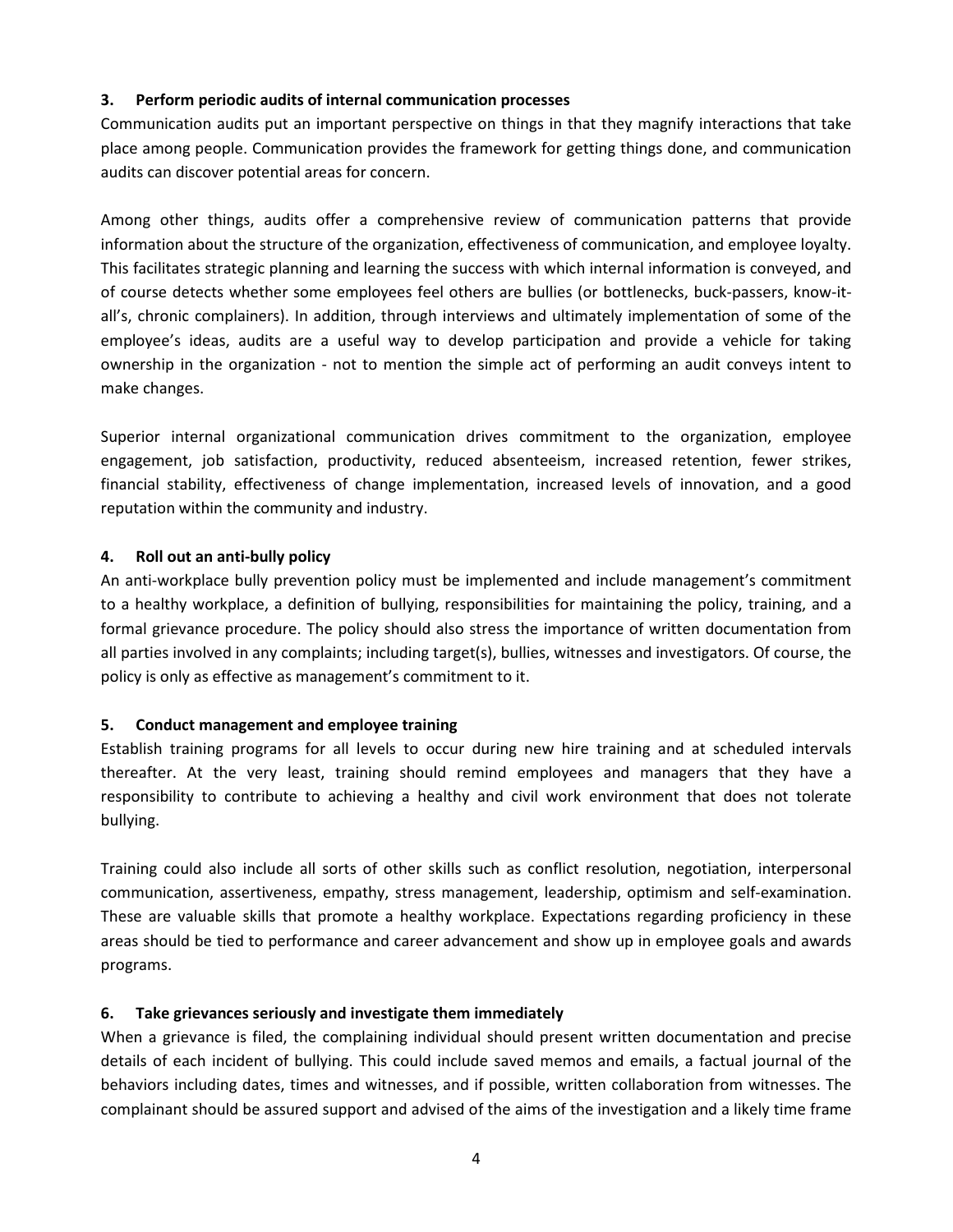**3. Perform periodic audits of internal communication processes**

Communication audits put an important perspective on things in that they magnify interactions that take place among people. Communication provides the framework for getting things done, and communication audits can discover potential areas for concern.

Among other things, audits offer a comprehensive review of communication patterns that provide information about the structure of the organization, effectiveness of communication, and employee loyalty. This facilitates strategic planning and learning the success with which internal information is conveyed, and of course detects whether some employees feel others are bullies (or bottlenecks, buck-passers, know-it-all's, chronic complainers). In addition, through interviews and ultimately implementation of some of the employee's ideas, audits are a useful way to develop participation and provide a vehicle for taking ownership in the organization - not to mention the simple act of performing an audit conveys intent to make changes.

Superior internal organizational communication drives commitment to the organization, employee engagement, job satisfaction, productivity, reduced absenteeism, increased retention, fewer strikes, financial stability, effectiveness of change implementation, increased levels of innovation, and a good reputation within the community and industry.

**4. Roll out an anti-bully policy**

An anti-workplace bully prevention policy must be implemented and include management's commitment to a healthy workplace, a definition of bullying, responsibilities for maintaining the policy, training, and a formal grievance procedure. The policy should also stress the importance of written documentation from all parties involved in any complaints; including target(s), bullies, witnesses and investigators. Of course, the policy is only as effective as management's commitment to it.

**5. Conduct management and employee training**

Establish training programs for all levels to occur during new hire training and at scheduled intervals thereafter. At the very least, training should remind employees and managers that they have a responsibility to contribute to achieving a healthy and civil work environment that does not tolerate bullying.

Training could also include all sorts of other skills such as conflict resolution, negotiation, interpersonal communication, assertiveness, empathy, stress management, leadership, optimism and self-examination. These are valuable skills that promote a healthy workplace. Expectations regarding proficiency in these areas should be tied to performance and career advancement and show up in employee goals and awards programs.

**6. Take grievances seriously and investigate them immediately**

When a grievance is filed, the complaining individual should present written documentation and precise details of each incident of bullying. This could include saved memos and emails, a factual journal of the behaviors including dates, times and witnesses, and if possible, written collaboration from witnesses. The complainant should be assured support and advised of the aims of the investigation and a likely time frame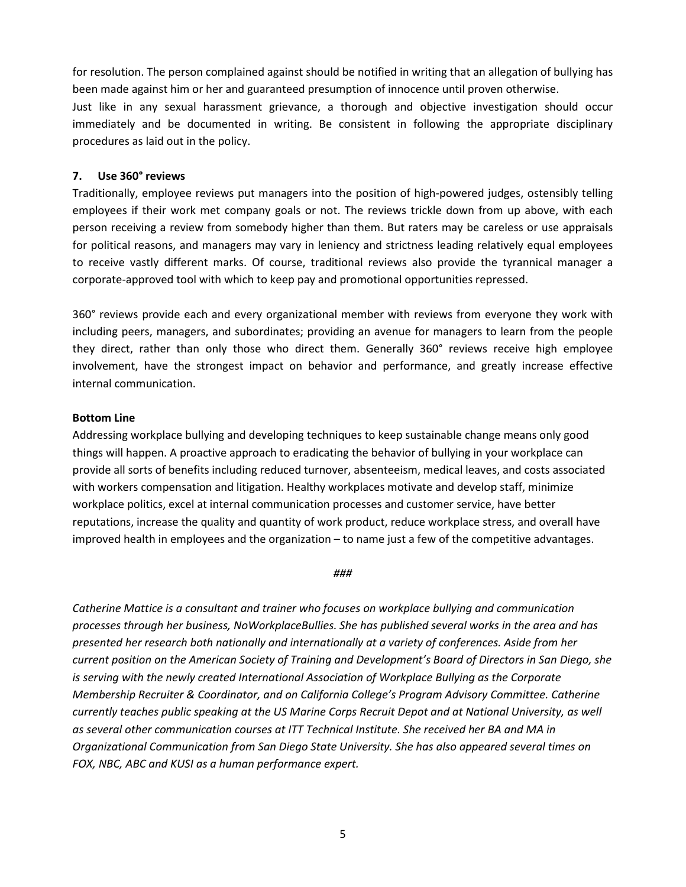for resolution. The person complained against should be notified in writing that an allegation of bullying has been made against him or her and guaranteed presumption of innocence until proven otherwise.

Just like in any sexual harassment grievance, a thorough and objective investigation should occur immediately and be documented in writing. Be consistent in following the appropriate disciplinary procedures as laid out in the policy.

**7. Use 360° reviews**

Traditionally, employee reviews put managers into the position of high-powered judges, ostensibly telling employees if their work met company goals or not. The reviews trickle down from up above, with each person receiving a review from somebody higher than them. But raters may be careless or use appraisals for political reasons, and managers may vary in leniency and strictness leading relatively equal employees to receive vastly different marks. Of course, traditional reviews also provide the tyrannical manager a corporate-approved tool with which to keep pay and promotional opportunities repressed.

360° reviews provide each and every organizational member with reviews from everyone they work with including peers, managers, and subordinates; providing an avenue for managers to learn from the people they direct, rather than only those who direct them. Generally 360° reviews receive high employee involvement, have the strongest impact on behavior and performance, and greatly increase effective internal communication.

**Bottom Line**

Addressing workplace bullying and developing techniques to keep sustainable change means only good things will happen. A proactive approach to eradicating the behavior of bullying in your workplace can provide all sorts of benefits including reduced turnover, absenteeism, medical leaves, and costs associated with workers compensation and litigation. Healthy workplaces motivate and develop staff, minimize workplace politics, excel at internal communication processes and customer service, have better reputations, increase the quality and quantity of work product, reduce workplace stress, and overall have improved health in employees and the organization – to name just a few of the competitive advantages.

*###*

*Catherine Mattice is a consultant and trainer who focuses on workplace bullying and communication processes through her business, NoWorkplaceBullies. She has published several works in the area and has presented her research both nationally and internationally at a variety of conferences. Aside from her current position on the American Society of Training and Development's Board of Directors in San Diego, she is serving with the newly created International Association of Workplace Bullying as the Corporate Membership Recruiter & Coordinator, and on California College's Program Advisory Committee. Catherine currently teaches public speaking at the US Marine Corps Recruit Depot and at National University, as well as several other communication courses at ITT Technical Institute. She received her BA and MA in Organizational Communication from San Diego State University. She has also appeared several times on FOX, NBC, ABC and KUSI as a human performance expert.*